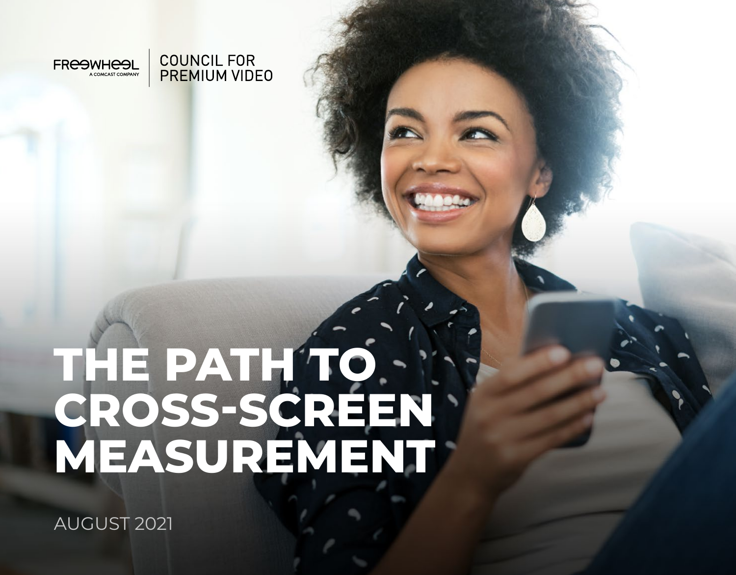FREEWHEEL
A COMCAST COMPANY

COUNCIL FOR PREMIUM VIDEO

# THE PATH TO CROSS-SCREEN MEASUREMENT

AUGUST 2021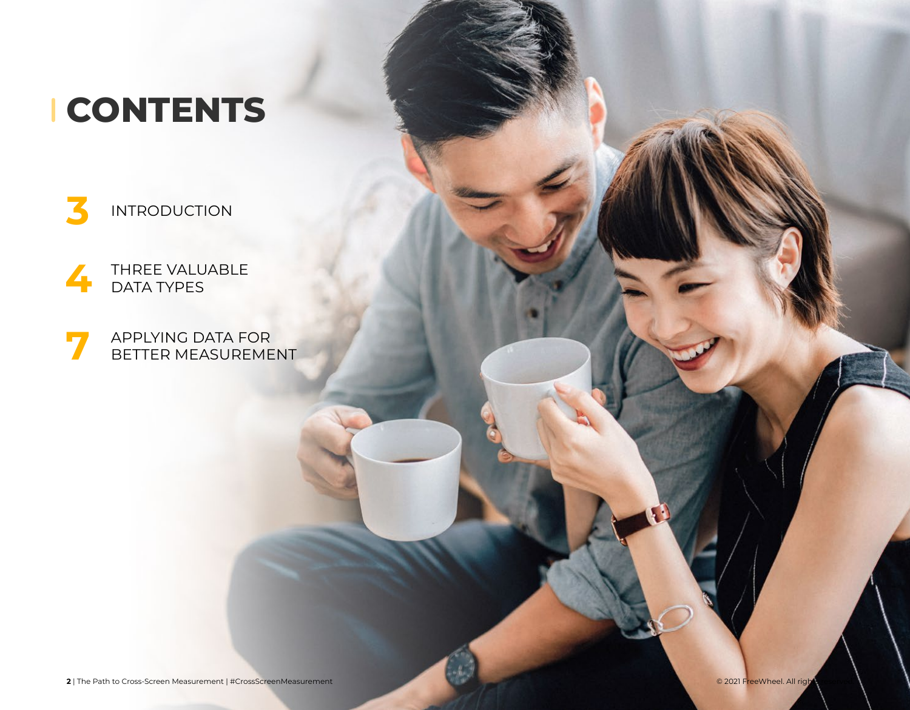# CONTENTS

**3** INTRODUCTION

**4** THREE VALUABLE DATA TYPES

**7** APPLYING DATA FOR BETTER MEASUREMENT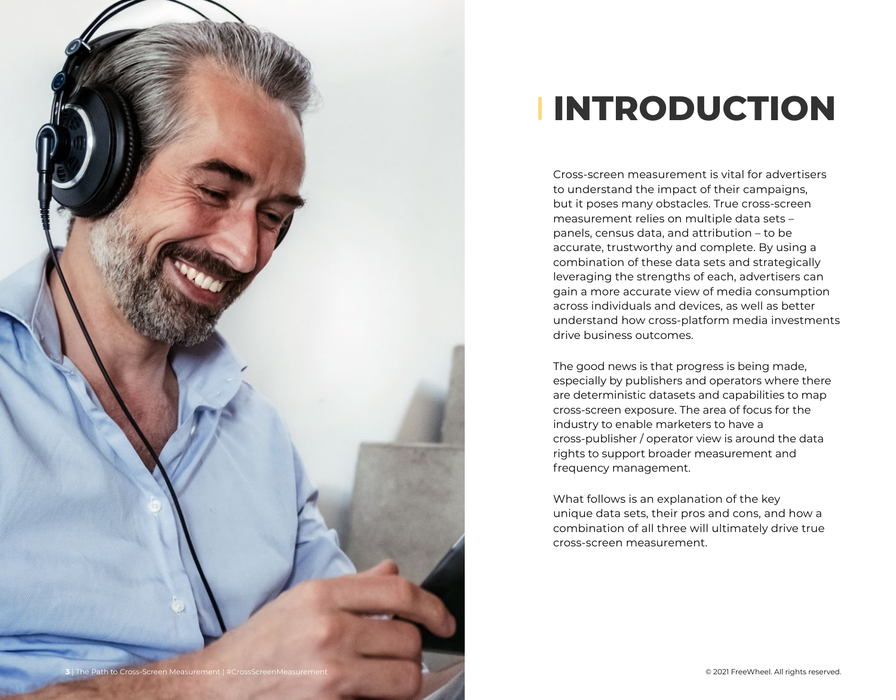# INTRODUCTION

Cross-screen measurement is vital for advertisers to understand the impact of their campaigns, but it poses many obstacles. True cross-screen measurement relies on multiple data sets – panels, census data, and attribution – to be accurate, trustworthy and complete. By using a combination of these data sets and strategically leveraging the strengths of each, advertisers can gain a more accurate view of media consumption across individuals and devices, as well as better understand how cross-platform media investments drive business outcomes.

The good news is that progress is being made, especially by publishers and operators where there are deterministic datasets and capabilities to map cross-screen exposure. The area of focus for the industry to enable marketers to have a cross-publisher / operator view is around the data rights to support broader measurement and frequency management.

What follows is an explanation of the key unique data sets, their pros and cons, and how a combination of all three will ultimately drive true cross-screen measurement.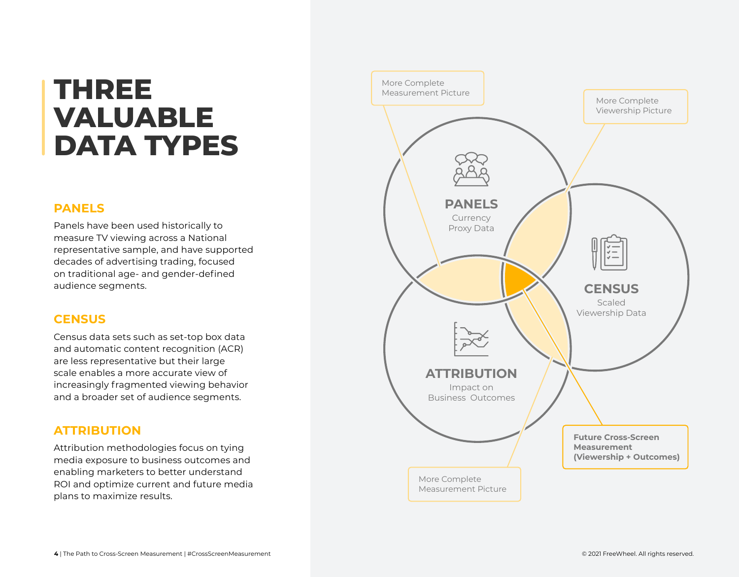# THREE VALUABLE DATA TYPES

## PANELS

Panels have been used historically to measure TV viewing across a National representative sample, and have supported decades of advertising trading, focused on traditional age- and gender-defined audience segments.

## CENSUS

Census data sets such as set-top box data and automatic content recognition (ACR) are less representative but their large scale enables a more accurate view of increasingly fragmented viewing behavior and a broader set of audience segments.

## ATTRIBUTION

Attribution methodologies focus on tying media exposure to business outcomes and enabling marketers to better understand ROI and optimize current and future media plans to maximize results.

More Complete Measurement Picture

More Complete Viewership Picture

**PANELS**
Currency Proxy Data

**CENSUS**
Scaled Viewership Data

**ATTRIBUTION**
Impact on Business Outcomes

**Future Cross-Screen Measurement (Viewership + Outcomes)**

More Complete Measurement Picture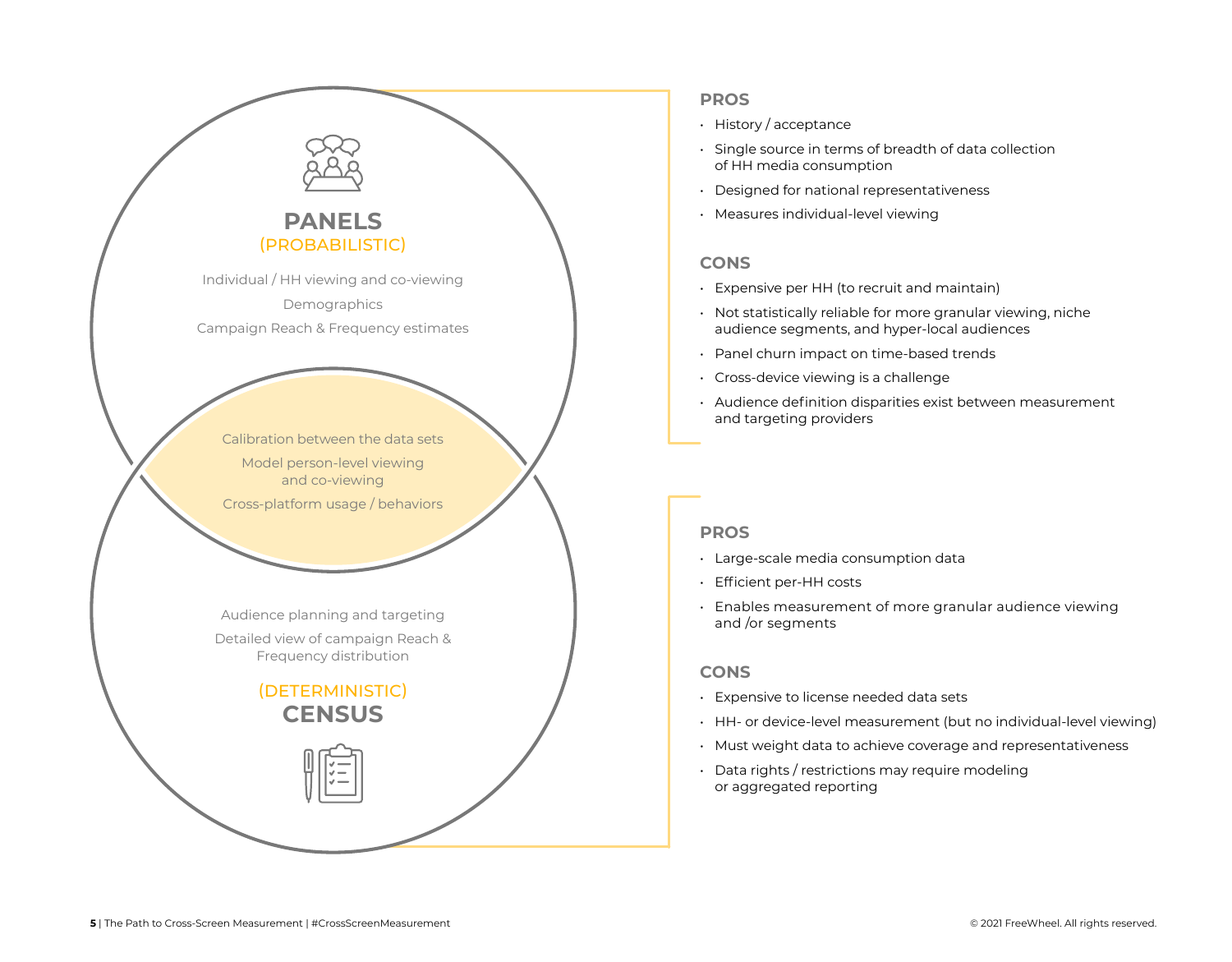## PANELS
(PROBABILISTIC)

Individual / HH viewing and co-viewing

Demographics

Campaign Reach & Frequency estimates

### PROS

- History / acceptance
- Single source in terms of breadth of data collection of HH media consumption
- Designed for national representativeness
- Measures individual-level viewing

### CONS

- Expensive per HH (to recruit and maintain)
- Not statistically reliable for more granular viewing, niche audience segments, and hyper-local audiences
- Panel churn impact on time-based trends
- Cross-device viewing is a challenge
- Audience definition disparities exist between measurement and targeting providers

Calibration between the data sets

Model person-level viewing and co-viewing

Cross-platform usage / behaviors

## CENSUS
(DETERMINISTIC)

Audience planning and targeting

Detailed view of campaign Reach & Frequency distribution

### PROS

- Large-scale media consumption data
- Efficient per-HH costs
- Enables measurement of more granular audience viewing and /or segments

### CONS

- Expensive to license needed data sets
- HH- or device-level measurement (but no individual-level viewing)
- Must weight data to achieve coverage and representativeness
- Data rights / restrictions may require modeling or aggregated reporting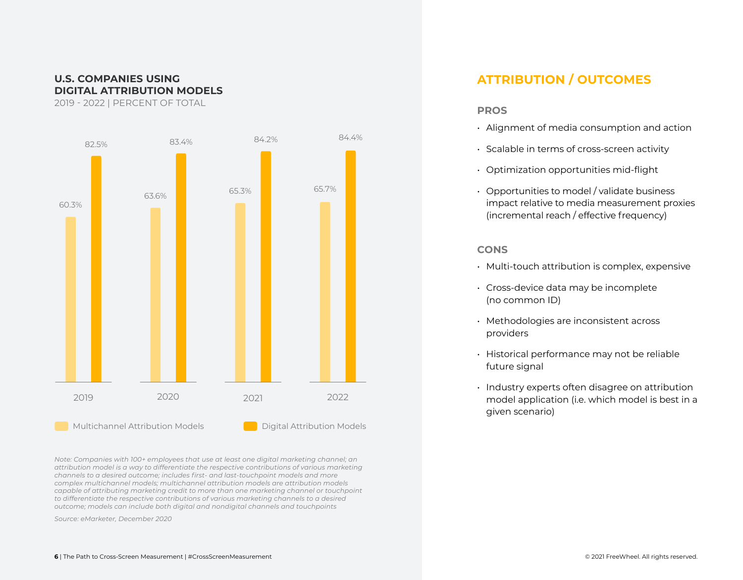**U.S. COMPANIES USING DIGITAL ATTRIBUTION MODELS**

2019 - 2022 | PERCENT OF TOTAL

| Year | Multichannel Attribution Models | Digital Attribution Models |
| --- | --- | --- |
| 2019 | 60.3% | 82.5% |
| 2020 | 63.6% | 83.4% |
| 2021 | 65.3% | 84.2% |
| 2022 | 65.7% | 84.4% |

*Note: Companies with 100+ employees that use at least one digital marketing channel; an attribution model is a way to differentiate the respective contributions of various marketing channels to a desired outcome; includes first- and last-touchpoint models and more complex multichannel models; multichannel attribution models are attribution models capable of attributing marketing credit to more than one marketing channel or touchpoint to differentiate the respective contributions of various marketing channels to a desired outcome; models can include both digital and nondigital channels and touchpoints*

*Source: eMarketer, December 2020*

## ATTRIBUTION / OUTCOMES

### PROS

- Alignment of media consumption and action
- Scalable in terms of cross-screen activity
- Optimization opportunities mid-flight
- Opportunities to model / validate business impact relative to media measurement proxies (incremental reach / effective frequency)

### CONS

- Multi-touch attribution is complex, expensive
- Cross-device data may be incomplete (no common ID)
- Methodologies are inconsistent across providers
- Historical performance may not be reliable future signal
- Industry experts often disagree on attribution model application (i.e. which model is best in a given scenario)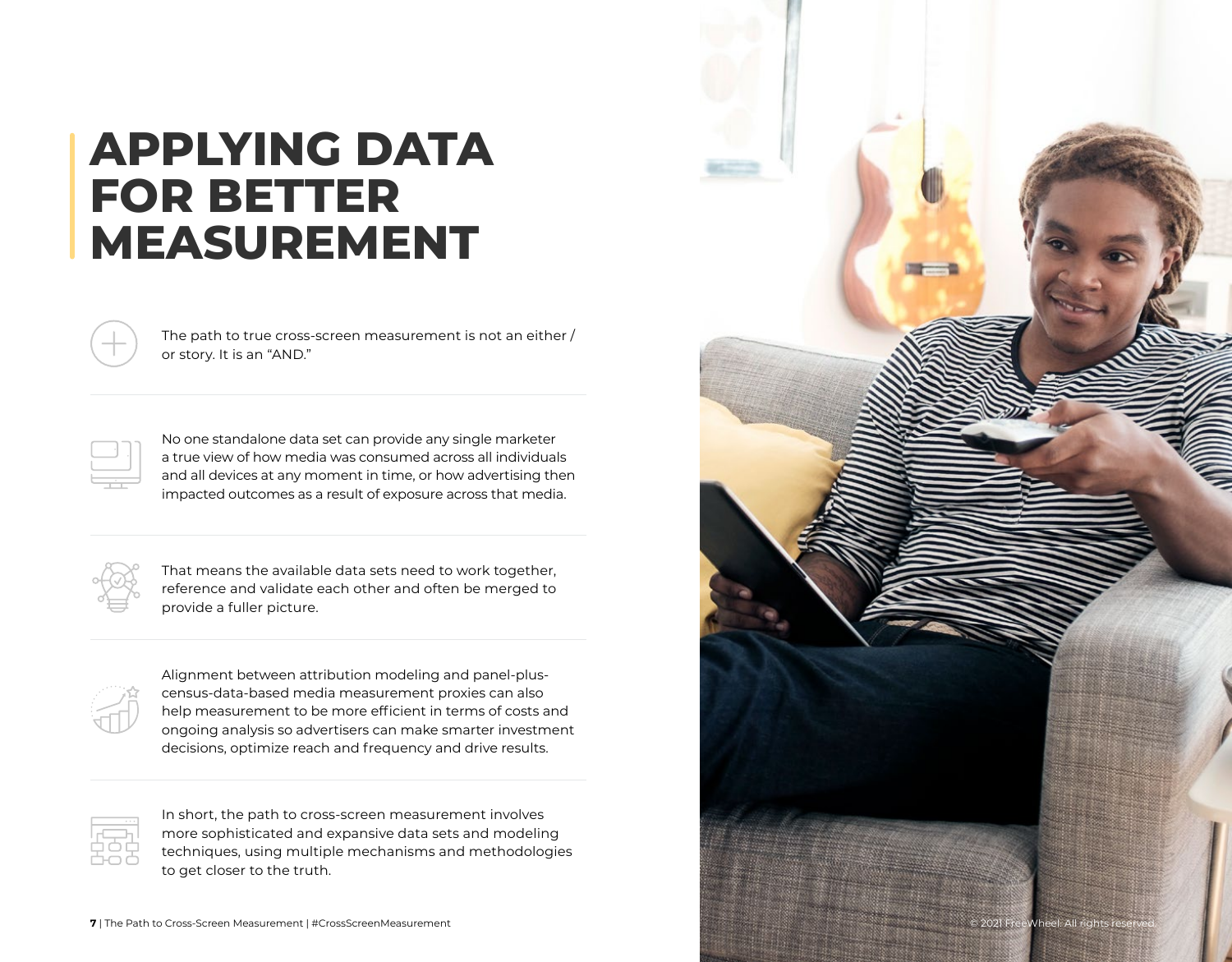# APPLYING DATA FOR BETTER MEASUREMENT

The path to true cross-screen measurement is not an either / or story. It is an "AND."

No one standalone data set can provide any single marketer a true view of how media was consumed across all individuals and all devices at any moment in time, or how advertising then impacted outcomes as a result of exposure across that media.

That means the available data sets need to work together, reference and validate each other and often be merged to provide a fuller picture.

Alignment between attribution modeling and panel-plus-census-data-based media measurement proxies can also help measurement to be more efficient in terms of costs and ongoing analysis so advertisers can make smarter investment decisions, optimize reach and frequency and drive results.

In short, the path to cross-screen measurement involves more sophisticated and expansive data sets and modeling techniques, using multiple mechanisms and methodologies to get closer to the truth.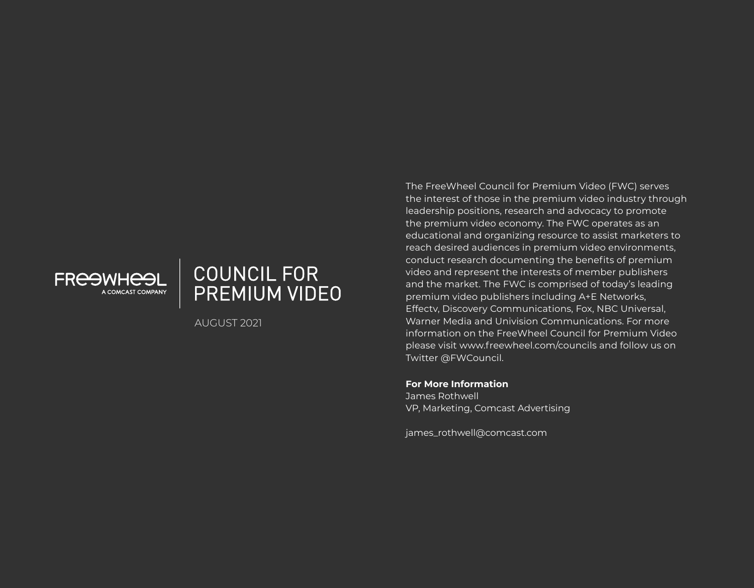FREEWHEEL
A COMCAST COMPANY

COUNCIL FOR PREMIUM VIDEO

AUGUST 2021

The FreeWheel Council for Premium Video (FWC) serves the interest of those in the premium video industry through leadership positions, research and advocacy to promote the premium video economy. The FWC operates as an educational and organizing resource to assist marketers to reach desired audiences in premium video environments, conduct research documenting the benefits of premium video and represent the interests of member publishers and the market. The FWC is comprised of today's leading premium video publishers including A+E Networks, Effectv, Discovery Communications, Fox, NBC Universal, Warner Media and Univision Communications. For more information on the FreeWheel Council for Premium Video please visit www.freewheel.com/councils and follow us on Twitter @FWCouncil.

**For More Information**
James Rothwell
VP, Marketing, Comcast Advertising

james_rothwell@comcast.com